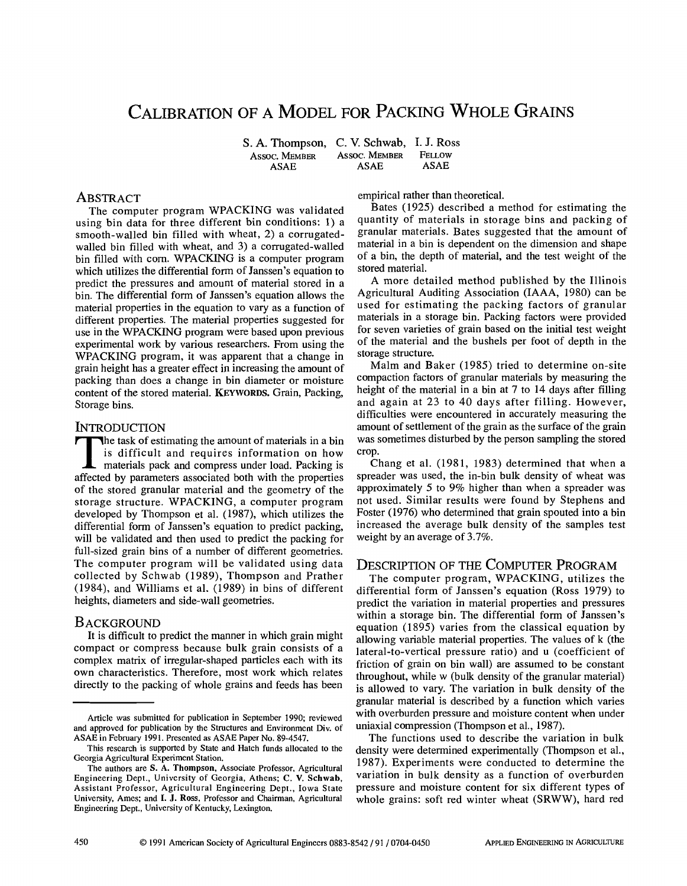# Calibration of a Model for Packing Whole Grains

S. A. Thompson, C. V. Schwab, I. J. Ross
Assoc. Member ASAE, Assoc. Member ASAE, Fellow ASAE

## Abstract

The computer program WPACKING was validated using bin data for three different bin conditions: 1) a smooth-walled bin filled with wheat, 2) a corrugated-walled bin filled with wheat, and 3) a corrugated-walled bin filled with corn. WPACKING is a computer program which utilizes the differential form of Janssen's equation to predict the pressures and amount of material stored in a bin. The differential form of Janssen's equation allows the material properties in the equation to vary as a function of different properties. The material properties suggested for use in the WPACKING program were based upon previous experimental work by various researchers. From using the WPACKING program, it was apparent that a change in grain height has a greater effect in increasing the amount of packing than does a change in bin diameter or moisture content of the stored material. **Keywords.** Grain, Packing, Storage bins.

## Introduction

The task of estimating the amount of materials in a bin is difficult and requires information on how materials pack and compress under load. Packing is affected by parameters associated both with the properties of the stored granular material and the geometry of the storage structure. WPACKING, a computer program developed by Thompson et al. (1987), which utilizes the differential form of Janssen's equation to predict packing, will be validated and then used to predict the packing for full-sized grain bins of a number of different geometries. The computer program will be validated using data collected by Schwab (1989), Thompson and Prather (1984), and Williams et al. (1989) in bins of different heights, diameters and side-wall geometries.

## Background

It is difficult to predict the manner in which grain might compact or compress because bulk grain consists of a complex matrix of irregular-shaped particles each with its own characteristics. Therefore, most work which relates directly to the packing of whole grains and feeds has been empirical rather than theoretical.

Bates (1925) described a method for estimating the quantity of materials in storage bins and packing of granular materials. Bates suggested that the amount of material in a bin is dependent on the dimension and shape of a bin, the depth of material, and the test weight of the stored material.

A more detailed method published by the Illinois Agricultural Auditing Association (IAAA, 1980) can be used for estimating the packing factors of granular materials in a storage bin. Packing factors were provided for seven varieties of grain based on the initial test weight of the material and the bushels per foot of depth in the storage structure.

Malm and Baker (1985) tried to determine on-site compaction factors of granular materials by measuring the height of the material in a bin at 7 to 14 days after filling and again at 23 to 40 days after filling. However, difficulties were encountered in accurately measuring the amount of settlement of the grain as the surface of the grain was sometimes disturbed by the person sampling the stored crop.

Chang et al. (1981, 1983) determined that when a spreader was used, the in-bin bulk density of wheat was approximately 5 to 9% higher than when a spreader was not used. Similar results were found by Stephens and Foster (1976) who determined that grain spouted into a bin increased the average bulk density of the samples test weight by an average of 3.7%.

## Description of the Computer Program

The computer program, WPACKING, utilizes the differential form of Janssen's equation (Ross 1979) to predict the variation in material properties and pressures within a storage bin. The differential form of Janssen's equation (1895) varies from the classical equation by allowing variable material properties. The values of k (the lateral-to-vertical pressure ratio) and u (coefficient of friction of grain on bin wall) are assumed to be constant throughout, while w (bulk density of the granular material) is allowed to vary. The variation in bulk density of the granular material is described by a function which varies with overburden pressure and moisture content when under uniaxial compression (Thompson et al., 1987).

The functions used to describe the variation in bulk density were determined experimentally (Thompson et al., 1987). Experiments were conducted to determine the variation in bulk density as a function of overburden pressure and moisture content for six different types of whole grains: soft red winter wheat (SRWW), hard red

---

Article was submitted for publication in September 1990; reviewed and approved for publication by the Structures and Environment Div. of ASAE in February 1991. Presented as ASAE Paper No. 89-4547.

This research is supported by State and Hatch funds allocated to the Georgia Agricultural Experiment Station.

The authors are **S. A. Thompson**, Associate Professor, Agricultural Engineering Dept., University of Georgia, Athens; **C. V. Schwab**, Assistant Professor, Agricultural Engineering Dept., Iowa State University, Ames; and **I. J. Ross**, Professor and Chairman, Agricultural Engineering Dept., University of Kentucky, Lexington.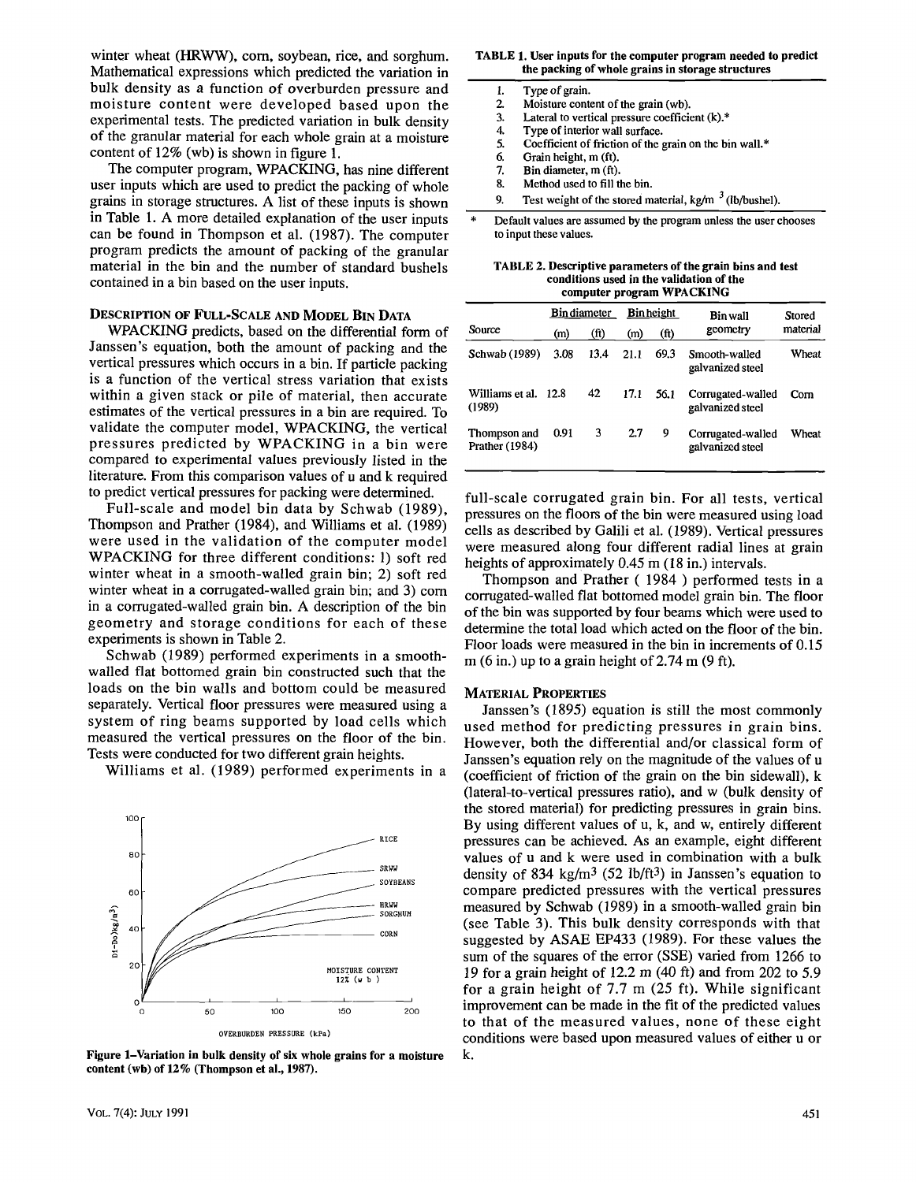winter wheat (HRWW), corn, soybean, rice, and sorghum. Mathematical expressions which predicted the variation in bulk density as a function of overburden pressure and moisture content were developed based upon the experimental tests. The predicted variation in bulk density of the granular material for each whole grain at a moisture content of 12% (wb) is shown in figure 1.

The computer program, WPACKING, has nine different user inputs which are used to predict the packing of whole grains in storage structures. A list of these inputs is shown in Table 1. A more detailed explanation of the user inputs can be found in Thompson et al. (1987). The computer program predicts the amount of packing of the granular material in the bin and the number of standard bushels contained in a bin based on the user inputs.

## Description of Full-Scale and Model Bin Data

WPACKING predicts, based on the differential form of Janssen's equation, both the amount of packing and the vertical pressures which occurs in a bin. If particle packing is a function of the vertical stress variation that exists within a given stack or pile of material, then accurate estimates of the vertical pressures in a bin are required. To validate the computer model, WPACKING, the vertical pressures predicted by WPACKING in a bin were compared to experimental values previously listed in the literature. From this comparison values of u and k required to predict vertical pressures for packing were determined.

Full-scale and model bin data by Schwab (1989), Thompson and Prather (1984), and Williams et al. (1989) were used in the validation of the computer model WPACKING for three different conditions: 1) soft red winter wheat in a smooth-walled grain bin; 2) soft red winter wheat in a corrugated-walled grain bin; and 3) corn in a corrugated-walled grain bin. A description of the bin geometry and storage conditions for each of these experiments is shown in Table 2.

Schwab (1989) performed experiments in a smooth-walled flat bottomed grain bin constructed such that the loads on the bin walls and bottom could be measured separately. Vertical floor pressures were measured using a system of ring beams supported by load cells which measured the vertical pressures on the floor of the bin. Tests were conducted for two different grain heights.

Williams et al. (1989) performed experiments in a full-scale corrugated grain bin. For all tests, vertical pressures on the floors of the bin were measured using load cells as described by Galili et al. (1989). Vertical pressures were measured along four different radial lines at grain heights of approximately 0.45 m (18 in.) intervals.

Thompson and Prather (1984) performed tests in a corrugated-walled flat bottomed model grain bin. The floor of the bin was supported by four beams which were used to determine the total load which acted on the floor of the bin. Floor loads were measured in the bin in increments of 0.15 m (6 in.) up to a grain height of 2.74 m (9 ft).

Figure 1–Variation in bulk density of six whole grains for a moisture content (wb) of 12% (Thompson et al., 1987).

**TABLE 1. User inputs for the computer program needed to predict the packing of whole grains in storage structures**

1. Type of grain.
2. Moisture content of the grain (wb).
3. Lateral to vertical pressure coefficient (k).*
4. Type of interior wall surface.
5. Coefficient of friction of the grain on the bin wall.*
6. Grain height, m (ft).
7. Bin diameter, m (ft).
8. Method used to fill the bin.
9. Test weight of the stored material, kg/m$^3$ (lb/bushel).

\* Default values are assumed by the program unless the user chooses to input these values.

**TABLE 2. Descriptive parameters of the grain bins and test conditions used in the validation of the computer program WPACKING**

| Source | Bin diameter | | Bin height | | Bin wall geometry | Stored material |
|---|---|---|---|---|---|---|
| | (m) | (ft) | (m) | (ft) | | |
| Schwab (1989) | 3.08 | 13.4 | 21.1 | 69.3 | Smooth-walled galvanized steel | Wheat |
| Williams et al. (1989) | 12.8 | 42 | 17.1 | 56.1 | Corrugated-walled galvanized steel | Corn |
| Thompson and Prather (1984) | 0.91 | 3 | 2.7 | 9 | Corrugated-walled galvanized steel | Wheat |

## Material Properties

Janssen's (1895) equation is still the most commonly used method for predicting pressures in grain bins. However, both the differential and/or classical form of Janssen's equation rely on the magnitude of the values of u (coefficient of friction of the grain on the bin sidewall), k (lateral-to-vertical pressures ratio), and w (bulk density of the stored material) for predicting pressures in grain bins. By using different values of u, k, and w, entirely different pressures can be achieved. As an example, eight different values of u and k were used in combination with a bulk density of 834 kg/m$^3$ (52 lb/ft$^3$) in Janssen's equation to compare predicted pressures with the vertical pressures measured by Schwab (1989) in a smooth-walled grain bin (see Table 3). This bulk density corresponds with that suggested by ASAE EP433 (1989). For these values the sum of the squares of the error (SSE) varied from 1266 to 19 for a grain height of 12.2 m (40 ft) and from 202 to 5.9 for a grain height of 7.7 m (25 ft). While significant improvement can be made in the fit of the predicted values to that of the measured values, none of these eight conditions were based upon measured values of either u or k.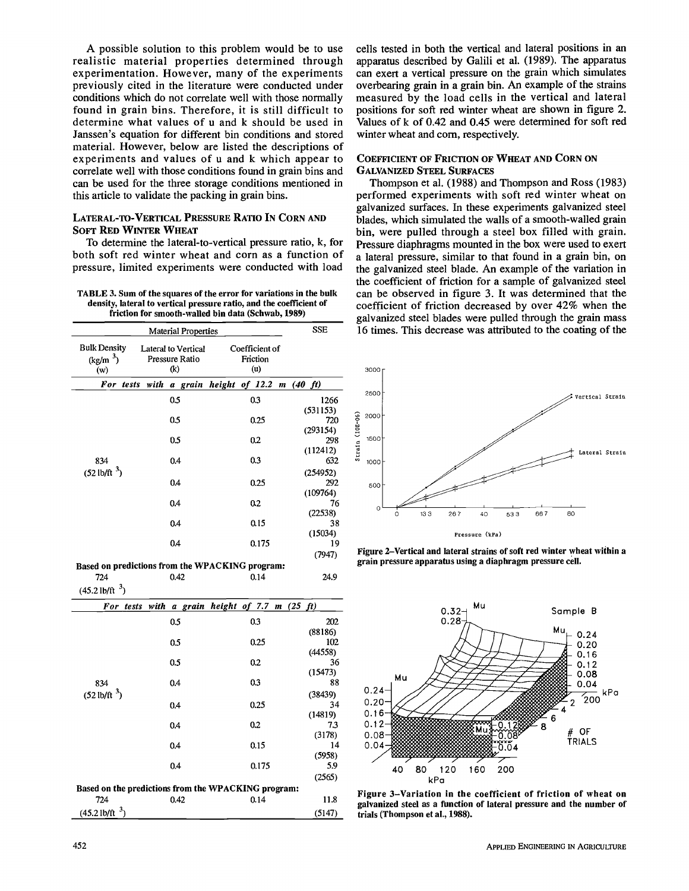A possible solution to this problem would be to use realistic material properties determined through experimentation. However, many of the experiments previously cited in the literature were conducted under conditions which do not correlate well with those normally found in grain bins. Therefore, it is still difficult to determine what values of u and k should be used in Janssen's equation for different bin conditions and stored material. However, below are listed the descriptions of experiments and values of u and k which appear to correlate well with those conditions found in grain bins and can be used for the three storage conditions mentioned in this article to validate the packing in grain bins.

### LATERAL-TO-VERTICAL PRESSURE RATIO IN CORN AND SOFT RED WINTER WHEAT

To determine the lateral-to-vertical pressure ratio, k, for both soft red winter wheat and corn as a function of pressure, limited experiments were conducted with load cells tested in both the vertical and lateral positions in an apparatus described by Galili et al. (1989). The apparatus can exert a vertical pressure on the grain which simulates overbearing grain in a grain bin. An example of the strains measured by the load cells in the vertical and lateral positions for soft red winter wheat are shown in figure 2. Values of k of 0.42 and 0.45 were determined for soft red winter wheat and corn, respectively.

**TABLE 3. Sum of the squares of the error for variations in the bulk density, lateral to vertical pressure ratio, and the coefficient of friction for smooth-walled bin data (Schwab, 1989)**

| Material Properties | | | SSE |
|---|---|---|---|
| Bulk Density ($kg/m^3$) (w) | Lateral to Vertical Pressure Ratio (k) | Coefficient of Friction (u) | |
| *For tests with a grain height of 12.2 m (40 ft)* | | | |
| | 0.5 | 0.3 | 1266 (531153) |
| | 0.5 | 0.25 | 720 (293154) |
| | 0.5 | 0.2 | 298 (112412) |
| 834 ($52\ lb/ft^3$) | 0.4 | 0.3 | 632 (254952) |
| | 0.4 | 0.25 | 292 (109764) |
| | 0.4 | 0.2 | 76 (22538) |
| | 0.4 | 0.15 | 38 (15034) |
| | 0.4 | 0.175 | 19 (7947) |
| **Based on predictions from the WPACKING program:** | | | |
| 724 ($45.2\ lb/ft^3$) | 0.42 | 0.14 | 24.9 |
| *For tests with a grain height of 7.7 m (25 ft)* | | | |
| | 0.5 | 0.3 | 202 (88186) |
| | 0.5 | 0.25 | 102 (44558) |
| | 0.5 | 0.2 | 36 (15473) |
| 834 ($52\ lb/ft^3$) | 0.4 | 0.3 | 88 (38439) |
| | 0.4 | 0.25 | 34 (14819) |
| | 0.4 | 0.2 | 7.3 (3178) |
| | 0.4 | 0.15 | 14 (5958) |
| | 0.4 | 0.175 | 5.9 (2565) |
| **Based on the predictions from the WPACKING program:** | | | |
| 724 ($45.2\ lb/ft^3$) | 0.42 | 0.14 | 11.8 (5147) |

### COEFFICIENT OF FRICTION OF WHEAT AND CORN ON GALVANIZED STEEL SURFACES

Thompson et al. (1988) and Thompson and Ross (1983) performed experiments with soft red winter wheat on galvanized surfaces. In these experiments galvanized steel blades, which simulated the walls of a smooth-walled grain bin, were pulled through a steel box filled with grain. Pressure diaphragms mounted in the box were used to exert a lateral pressure, similar to that found in a grain bin, on the galvanized steel blade. An example of the variation in the coefficient of friction for a sample of galvanized steel can be observed in figure 3. It was determined that the coefficient of friction decreased by over 42% when the galvanized steel blades were pulled through the grain mass 16 times. This decrease was attributed to the coating of the

Figure 2–Vertical and lateral strains of soft red winter wheat within a grain pressure apparatus using a diaphragm pressure cell.

Figure 3–Variation in the coefficient of friction of wheat on galvanized steel as a function of lateral pressure and the number of trials (Thompson et al., 1988).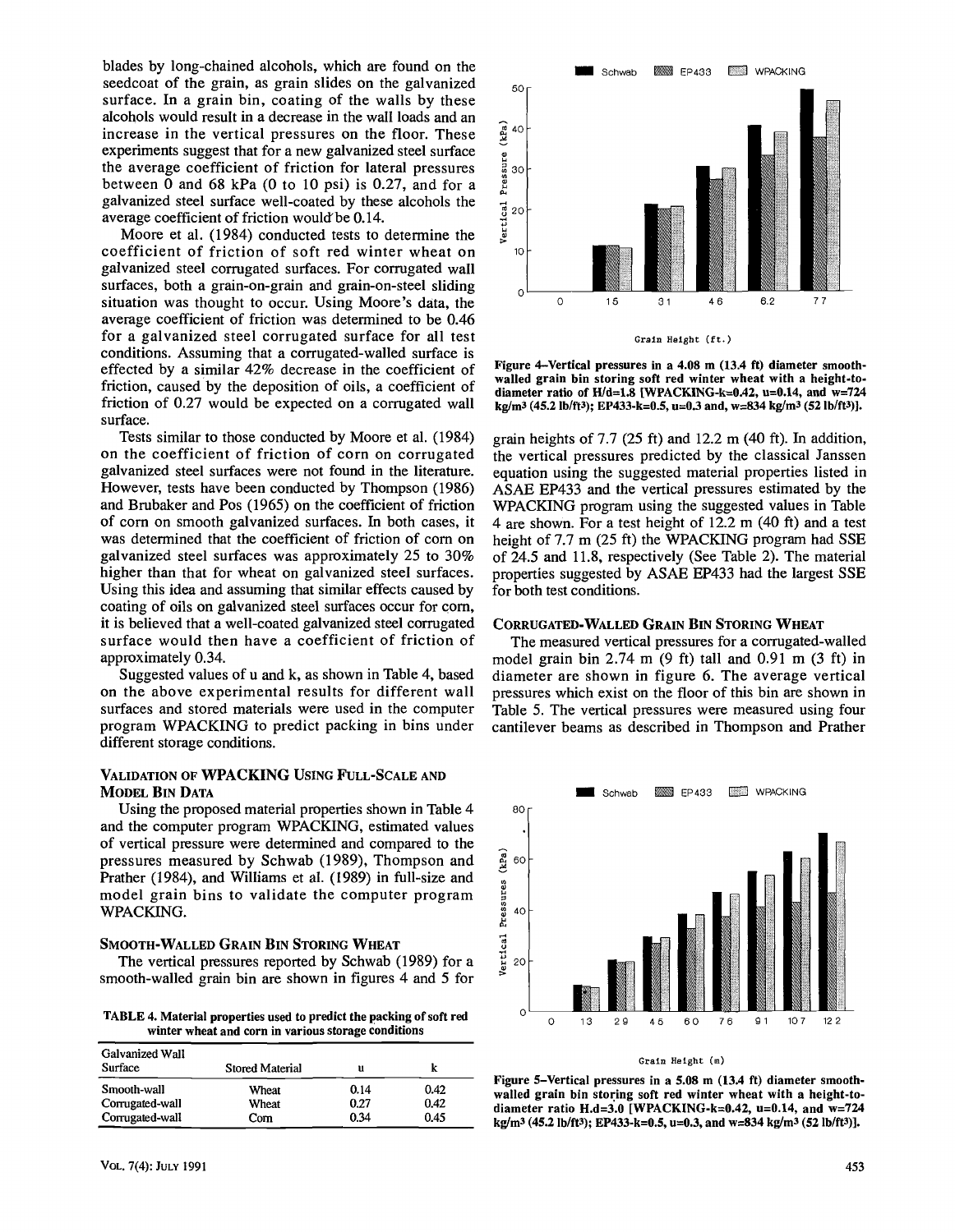blades by long-chained alcohols, which are found on the seedcoat of the grain, as grain slides on the galvanized surface. In a grain bin, coating of the walls by these alcohols would result in a decrease in the wall loads and an increase in the vertical pressures on the floor. These experiments suggest that for a new galvanized steel surface the average coefficient of friction for lateral pressures between 0 and 68 kPa (0 to 10 psi) is 0.27, and for a galvanized steel surface well-coated by these alcohols the average coefficient of friction would be 0.14.

Moore et al. (1984) conducted tests to determine the coefficient of friction of soft red winter wheat on galvanized steel corrugated surfaces. For corrugated wall surfaces, both a grain-on-grain and grain-on-steel sliding situation was thought to occur. Using Moore's data, the average coefficient of friction was determined to be 0.46 for a galvanized steel corrugated surface for all test conditions. Assuming that a corrugated-walled surface is effected by a similar 42% decrease in the coefficient of friction, caused by the deposition of oils, a coefficient of friction of 0.27 would be expected on a corrugated wall surface.

Tests similar to those conducted by Moore et al. (1984) on the coefficient of friction of corn on corrugated galvanized steel surfaces were not found in the literature. However, tests have been conducted by Thompson (1986) and Brubaker and Pos (1965) on the coefficient of friction of corn on smooth galvanized surfaces. In both cases, it was determined that the coefficient of friction of corn on galvanized steel surfaces was approximately 25 to 30% higher than that for wheat on galvanized steel surfaces. Using this idea and assuming that similar effects caused by coating of oils on galvanized steel surfaces occur for corn, it is believed that a well-coated galvanized steel corrugated surface would then have a coefficient of friction of approximately 0.34.

Suggested values of u and k, as shown in Table 4, based on the above experimental results for different wall surfaces and stored materials were used in the computer program WPACKING to predict packing in bins under different storage conditions.

## VALIDATION OF WPACKING USING FULL-SCALE AND MODEL BIN DATA

Using the proposed material properties shown in Table 4 and the computer program WPACKING, estimated values of vertical pressure were determined and compared to the pressures measured by Schwab (1989), Thompson and Prather (1984), and Williams et al. (1989) in full-size and model grain bins to validate the computer program WPACKING.

### SMOOTH-WALLED GRAIN BIN STORING WHEAT

The vertical pressures reported by Schwab (1989) for a smooth-walled grain bin are shown in figures 4 and 5 for grain heights of 7.7 (25 ft) and 12.2 m (40 ft). In addition, the vertical pressures predicted by the classical Janssen equation using the suggested material properties listed in ASAE EP433 and the vertical pressures estimated by the WPACKING program using the suggested values in Table 4 are shown. For a test height of 12.2 m (40 ft) and a test height of 7.7 m (25 ft) the WPACKING program had SSE of 24.5 and 11.8, respectively (See Table 2). The material properties suggested by ASAE EP433 had the largest SSE for both test conditions.

TABLE 4. Material properties used to predict the packing of soft red winter wheat and corn in various storage conditions

| Galvanized Wall Surface | Stored Material | u | k |
|---|---|---|---|
| Smooth-wall | Wheat | 0.14 | 0.42 |
| Corrugated-wall | Wheat | 0.27 | 0.42 |
| Corrugated-wall | Corn | 0.34 | 0.45 |

Figure 4–Vertical pressures in a 4.08 m (13.4 ft) diameter smooth-walled grain bin storing soft red winter wheat with a height-to-diameter ratio of H/d=1.8 [WPACKING-k=0.42, u=0.14, and w=724 kg/m³ (45.2 lb/ft³); EP433-k=0.5, u=0.3 and, w=834 kg/m³ (52 lb/ft³)].

### CORRUGATED-WALLED GRAIN BIN STORING WHEAT

The measured vertical pressures for a corrugated-walled model grain bin 2.74 m (9 ft) tall and 0.91 m (3 ft) in diameter are shown in figure 6. The average vertical pressures which exist on the floor of this bin are shown in Table 5. The vertical pressures were measured using four cantilever beams as described in Thompson and Prather

Figure 5–Vertical pressures in a 5.08 m (13.4 ft) diameter smooth-walled grain bin storing soft red winter wheat with a height-to-diameter ratio H.d=3.0 [WPACKING-k=0.42, u=0.14, and w=724 kg/m³ (45.2 lb/ft³); EP433-k=0.5, u=0.3, and w=834 kg/m³ (52 lb/ft³)].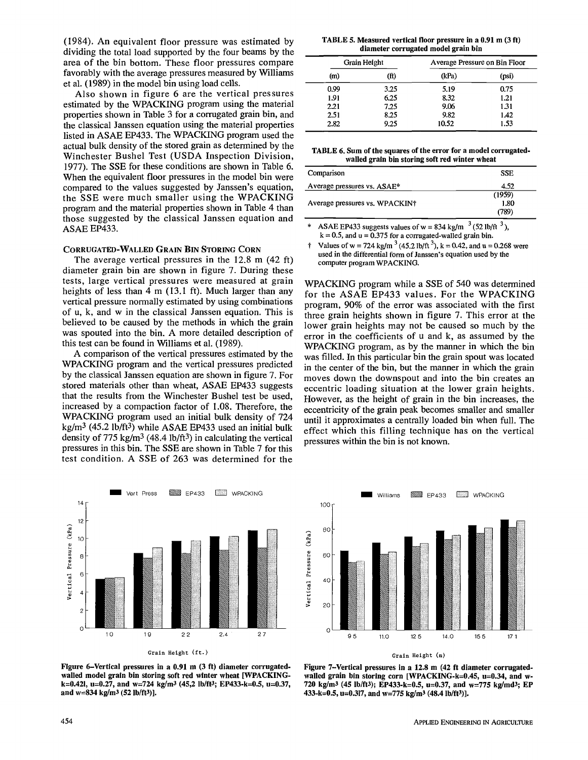(1984). An equivalent floor pressure was estimated by dividing the total load supported by the four beams by the area of the bin bottom. These floor pressures compare favorably with the average pressures measured by Williams et al. (1989) in the model bin using load cells.

Also shown in figure 6 are the vertical pressures estimated by the WPACKING program using the material properties shown in Table 3 for a corrugated grain bin, and the classical Janssen equation using the material properties listed in ASAE EP433. The WPACKING program used the actual bulk density of the stored grain as determined by the Winchester Bushel Test (USDA Inspection Division, 1977). The SSE for these conditions are shown in Table 6. When the equivalent floor pressures in the model bin were compared to the values suggested by Janssen's equation, the SSE were much smaller using the WPACKING program and the material properties shown in Table 4 than those suggested by the classical Janssen equation and ASAE EP433.

### CORRUGATED-WALLED GRAIN BIN STORING CORN

The average vertical pressures in the 12.8 m (42 ft) diameter grain bin are shown in figure 7. During these tests, large vertical pressures were measured at grain heights of less than 4 m (13.1 ft). Much larger than any vertical pressure normally estimated by using combinations of u, k, and w in the classical Janssen equation. This is believed to be caused by the methods in which the grain was spouted into the bin. A more detailed description of this test can be found in Williams et al. (1989).

A comparison of the vertical pressures estimated by the WPACKING program and the vertical pressures predicted by the classical Janssen equation are shown in figure 7. For stored materials other than wheat, ASAE EP433 suggests that the results from the Winchester Bushel test be used, increased by a compaction factor of 1.08. Therefore, the WPACKING program used an initial bulk density of 724 kg/m$^3$ (45.2 lb/ft$^3$) while ASAE EP433 used an initial bulk density of 775 kg/m$^3$ (48.4 lb/ft$^3$) in calculating the vertical pressures in this bin. The SSE are shown in Table 7 for this test condition. A SSE of 263 was determined for the WPACKING program while a SSE of 540 was determined for the ASAE EP433 values. For the WPACKING program, 90% of the error was associated with the first three grain heights shown in figure 7. This error at the lower grain heights may not be caused so much by the error in the coefficients of u and k, as assumed by the WPACKING program, as by the manner in which the bin was filled. In this particular bin the grain spout was located in the center of the bin, but the manner in which the grain moves down the downspout and into the bin creates an eccentric loading situation at the lower grain heights. However, as the height of grain in the bin increases, the eccentricity of the grain peak becomes smaller and smaller until it approximates a centrally loaded bin when full. The effect which this filling technique has on the vertical pressures within the bin is not known.

**TABLE 5. Measured vertical floor pressure in a 0.91 m (3 ft) diameter corrugated model grain bin**

| Grain Height | | Average Pressure on Bin Floor | |
|---|---|---|---|
| (m) | (ft) | (kPa) | (psi) |
| 0.99 | 3.25 | 5.19 | 0.75 |
| 1.91 | 6.25 | 8.32 | 1.21 |
| 2.21 | 7.25 | 9.06 | 1.31 |
| 2.51 | 8.25 | 9.82 | 1.42 |
| 2.82 | 9.25 | 10.52 | 1.53 |

**TABLE 6. Sum of the squares of the error for a model corrugated-walled grain bin storing soft red winter wheat**

| Comparison | SSE |
|---|---|
| Average pressures vs. ASAE* | 4.52 (1959) |
| Average pressures vs. WPACKIN† | 1.80 (789) |

\* ASAE EP433 suggests values of w = 834 kg/m$^3$ (52 lb/ft$^3$), k = 0.5, and u = 0.375 for a corrugated-walled grain bin.

† Values of w = 724 kg/m$^3$ (45.2 lb/ft$^3$), k = 0.42, and u = 0.268 were used in the differential form of Janssen's equation used by the computer program WPACKING.

Figure 6–Vertical pressures in a 0.91 m (3 ft) diameter corrugated-walled model grain bin storing soft red winter wheat [WPACKING-k=0.421, u=0.27, and w=724 kg/m$^3$ (45,2 lb/ft$^3$; EP433-k=0.5, u=0.37, and w=834 kg/m$^3$ (52 lb/ft$^3$)].

Figure 7–Vertical pressures in a 12.8 m (42 ft diameter corrugated-walled grain bin storing corn [WPACKING-k=0.45, u=0.34, and w-720 kg/m$^3$ (45 lb/ft$^3$); EP433-k=0.5, u=0.37, and w=775 kg/md$^3$; EP 433-k=0.5, u=0.317, and w=775 kg/m$^3$ (48.4 lb/ft$^3$)].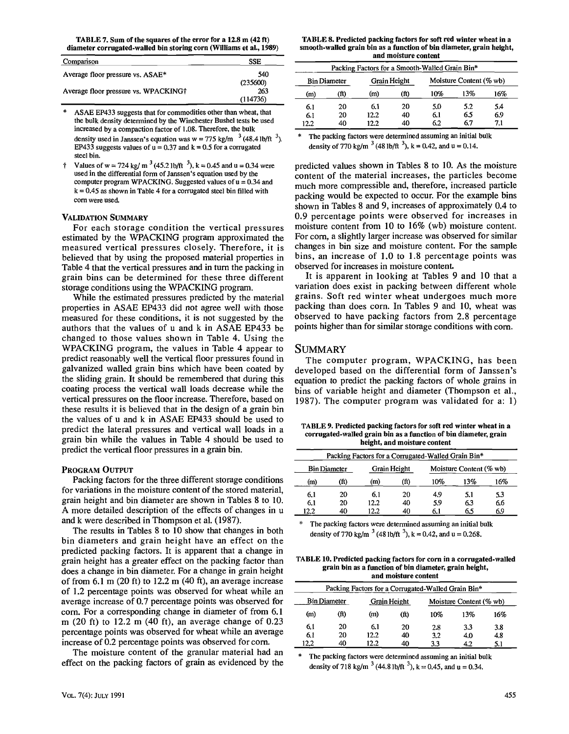**TABLE 7. Sum of the squares of the error for a 12.8 m (42 ft) diameter corrugated-walled bin storing corn (Williams et al., 1989)**

| Comparison | SSE |
|---|---|
| Average floor pressure vs. ASAE* | 540 (235600) |
| Average floor pressure vs. WPACKING† | 263 (114736) |

\* ASAE EP433 suggests that for commodities other than wheat, that the bulk density determined by the Winchester Bushel tests be used increased by a compaction factor of 1.08. Therefore, the bulk density used in Janssen's equation was w = 775 kg/m $^3$ (48.4 lb/ft $^3$). EP433 suggests values of u = 0.37 and k = 0.5 for a corrugated steel bin.

† Values of w = 724 kg/ m $^3$ (45.2 lb/ft $^3$), k = 0.45 and u = 0.34 were used in the differential form of Janssen's equation used by the computer program WPACKING. Suggested values of u = 0.34 and k = 0.45 as shown in Table 4 for a corrugated steel bin filled with corn were used.

### VALIDATION SUMMARY

For each storage condition the vertical pressures estimated by the WPACKING program approximated the measured vertical pressures closely. Therefore, it is believed that by using the proposed material properties in Table 4 that the vertical pressures and in turn the packing in grain bins can be determined for these three different storage conditions using the WPACKING program.

While the estimated pressures predicted by the material properties in ASAE EP433 did not agree well with those measured for these conditions, it is not suggested by the authors that the values of u and k in ASAE EP433 be changed to those values shown in Table 4. Using the WPACKING program, the values in Table 4 appear to predict reasonably well the vertical floor pressures found in galvanized walled grain bins which have been coated by the sliding grain. It should be remembered that during this coating process the vertical wall loads decrease while the vertical pressures on the floor increase. Therefore, based on these results it is believed that in the design of a grain bin the values of u and k in ASAE EP433 should be used to predict the lateral pressures and vertical wall loads in a grain bin while the values in Table 4 should be used to predict the vertical floor pressures in a grain bin.

### PROGRAM OUTPUT

Packing factors for the three different storage conditions for variations in the moisture content of the stored material, grain height and bin diameter are shown in Tables 8 to 10. A more detailed description of the effects of changes in u and k were described in Thompson et al. (1987).

The results in Tables 8 to 10 show that changes in both bin diameters and grain height have an effect on the predicted packing factors. It is apparent that a change in grain height has a greater effect on the packing factor than does a change in bin diameter. For a change in grain height of from 6.1 m (20 ft) to 12.2 m (40 ft), an average increase of 1.2 percentage points was observed for wheat while an average increase of 0.7 percentage points was observed for corn. For a corresponding change in diameter of from 6.1 m (20 ft) to 12.2 m (40 ft), an average change of 0.23 percentage points was observed for wheat while an average increase of 0.2 percentage points was observed for corn.

The moisture content of the granular material had an effect on the packing factors of grain as evidenced by the predicted values shown in Tables 8 to 10. As the moisture content of the material increases, the particles become much more compressible and, therefore, increased particle packing would be expected to occur. For the example bins shown in Tables 8 and 9, increases of approximately 0.4 to 0.9 percentage points were observed for increases in moisture content from 10 to 16% (wb) moisture content. For corn, a slightly larger increase was observed for similar changes in bin size and moisture content. For the sample bins, an increase of 1.0 to 1.8 percentage points was observed for increases in moisture content.

It is apparent in looking at Tables 9 and 10 that a variation does exist in packing between different whole grains. Soft red winter wheat undergoes much more packing than does corn. In Tables 9 and 10, wheat was observed to have packing factors from 2.8 percentage points higher than for similar storage conditions with corn.

**TABLE 8. Predicted packing factors for soft red winter wheat in a smooth-walled grain bin as a function of bin diameter, grain height, and moisture content**

| Packing Factors for a Smooth-Walled Grain Bin* | | | | | | |
|---|---|---|---|---|---|---|
| Bin Diameter | | Grain Height | | Moisture Content (% wb) | | |
| (m) | (ft) | (m) | (ft) | 10% | 13% | 16% |
| 6.1 | 20 | 6.1 | 20 | 5.0 | 5.2 | 5.4 |
| 6.1 | 20 | 12.2 | 40 | 6.1 | 6.5 | 6.9 |
| 12.2 | 40 | 12.2 | 40 | 6.2 | 6.7 | 7.1 |

\* The packing factors were determined assuming an initial bulk density of 770 kg/m $^3$ (48 lb/ft $^3$), k = 0.42, and u = 0.14.

**TABLE 9. Predicted packing factors for soft red winter wheat in a corrugated-walled grain bin as a function of bin diameter, grain height, and moisture content**

| Packing Factors for a Corrugated-Walled Grain Bin* | | | | | | |
|---|---|---|---|---|---|---|
| Bin Diameter | | Grain Height | | Moisture Content (% wb) | | |
| (m) | (ft) | (m) | (ft) | 10% | 13% | 16% |
| 6.1 | 20 | 6.1 | 20 | 4.9 | 5.1 | 5.3 |
| 6.1 | 20 | 12.2 | 40 | 5.9 | 6.3 | 6.6 |
| 12.2 | 40 | 12.2 | 40 | 6.1 | 6.5 | 6.9 |

\* The packing factors were determined assuming an initial bulk density of 770 kg/m $^3$ (48 lb/ft $^3$), k = 0.42, and u = 0.268.

**TABLE 10. Predicted packing factors for corn in a corrugated-walled grain bin as a function of bin diameter, grain height, and moisture content**

| Packing Factors for a Corrugated-Walled Grain Bin* | | | | | | |
|---|---|---|---|---|---|---|
| Bin Diameter | | Grain Height | | Moisture Content (% wb) | | |
| (m) | (ft) | (m) | (ft) | 10% | 13% | 16% |
| 6.1 | 20 | 6.1 | 20 | 2.8 | 3.3 | 3.8 |
| 6.1 | 20 | 12.2 | 40 | 3.2 | 4.0 | 4.8 |
| 12.2 | 40 | 12.2 | 40 | 3.3 | 4.2 | 5.1 |

\* The packing factors were determined assuming an initial bulk density of 718 kg/m $^3$ (44.8 lb/ft $^3$), k = 0.45, and u = 0.34.

## SUMMARY

The computer program, WPACKING, has been developed based on the differential form of Janssen's equation to predict the packing factors of whole grains in bins of variable height and diameter (Thompson et al., 1987). The computer program was validated for a: 1)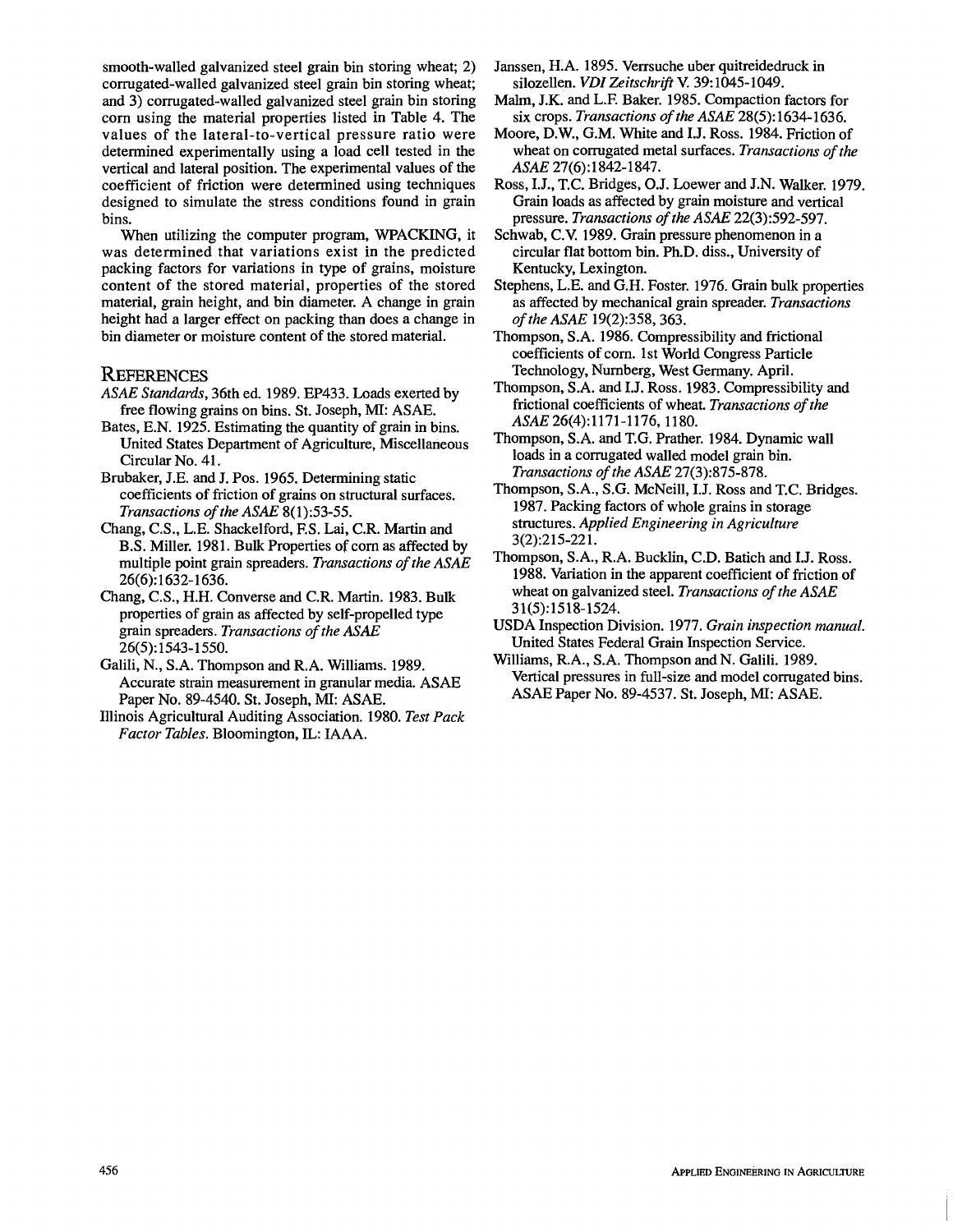smooth-walled galvanized steel grain bin storing wheat; 2) corrugated-walled galvanized steel grain bin storing wheat; and 3) corrugated-walled galvanized steel grain bin storing corn using the material properties listed in Table 4. The values of the lateral-to-vertical pressure ratio were determined experimentally using a load cell tested in the vertical and lateral position. The experimental values of the coefficient of friction were determined using techniques designed to simulate the stress conditions found in grain bins.

When utilizing the computer program, WPACKING, it was determined that variations exist in the predicted packing factors for variations in type of grains, moisture content of the stored material, properties of the stored material, grain height, and bin diameter. A change in grain height had a larger effect on packing than does a change in bin diameter or moisture content of the stored material.

## REFERENCES

*ASAE Standards*, 36th ed. 1989. EP433. Loads exerted by free flowing grains on bins. St. Joseph, MI: ASAE.

Bates, E.N. 1925. Estimating the quantity of grain in bins. United States Department of Agriculture, Miscellaneous Circular No. 41.

Brubaker, J.E. and J. Pos. 1965. Determining static coefficients of friction of grains on structural surfaces. *Transactions of the ASAE* 8(1):53-55.

Chang, C.S., L.E. Shackelford, F.S. Lai, C.R. Martin and B.S. Miller. 1981. Bulk Properties of corn as affected by multiple point grain spreaders. *Transactions of the ASAE* 26(6):1632-1636.

Chang, C.S., H.H. Converse and C.R. Martin. 1983. Bulk properties of grain as affected by self-propelled type grain spreaders. *Transactions of the ASAE* 26(5):1543-1550.

Galili, N., S.A. Thompson and R.A. Williams. 1989. Accurate strain measurement in granular media. ASAE Paper No. 89-4540. St. Joseph, MI: ASAE.

Illinois Agricultural Auditing Association. 1980. *Test Pack Factor Tables*. Bloomington, IL: IAAA.

Janssen, H.A. 1895. Verrsuche uber quitreidedruck in silozellen. *VDI Zeitschrift* V. 39:1045-1049.

Malm, J.K. and L.F. Baker. 1985. Compaction factors for six crops. *Transactions of the ASAE* 28(5):1634-1636.

Moore, D.W., G.M. White and I.J. Ross. 1984. Friction of wheat on corrugated metal surfaces. *Transactions of the ASAE* 27(6):1842-1847.

Ross, I.J., T.C. Bridges, O.J. Loewer and J.N. Walker. 1979. Grain loads as affected by grain moisture and vertical pressure. *Transactions of the ASAE* 22(3):592-597.

Schwab, C.V. 1989. Grain pressure phenomenon in a circular flat bottom bin. Ph.D. diss., University of Kentucky, Lexington.

Stephens, L.E. and G.H. Foster. 1976. Grain bulk properties as affected by mechanical grain spreader. *Transactions of the ASAE* 19(2):358, 363.

Thompson, S.A. 1986. Compressibility and frictional coefficients of corn. 1st World Congress Particle Technology, Nurnberg, West Germany. April.

Thompson, S.A. and I.J. Ross. 1983. Compressibility and frictional coefficients of wheat. *Transactions of the ASAE* 26(4):1171-1176, 1180.

Thompson, S.A. and T.G. Prather. 1984. Dynamic wall loads in a corrugated walled model grain bin. *Transactions of the ASAE* 27(3):875-878.

Thompson, S.A., S.G. McNeill, I.J. Ross and T.C. Bridges. 1987. Packing factors of whole grains in storage structures. *Applied Engineering in Agriculture* 3(2):215-221.

Thompson, S.A., R.A. Bucklin, C.D. Batich and I.J. Ross. 1988. Variation in the apparent coefficient of friction of wheat on galvanized steel. *Transactions of the ASAE* 31(5):1518-1524.

USDA Inspection Division. 1977. *Grain inspection manual*. United States Federal Grain Inspection Service.

Williams, R.A., S.A. Thompson and N. Galili. 1989. Vertical pressures in full-size and model corrugated bins. ASAE Paper No. 89-4537. St. Joseph, MI: ASAE.